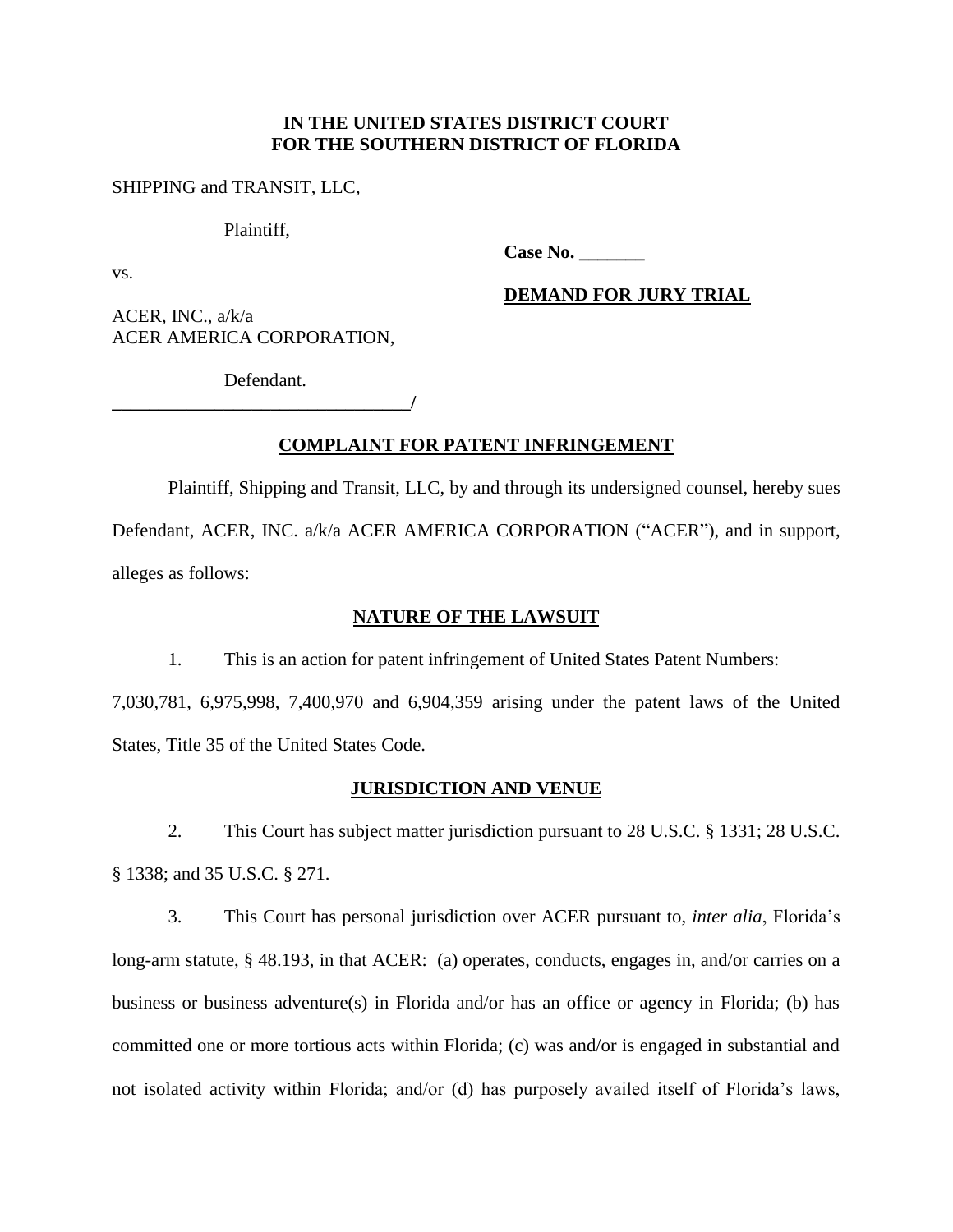**IN THE UNITED STATES DISTRICT COURT**
**FOR THE SOUTHERN DISTRICT OF FLORIDA**

SHIPPING and TRANSIT, LLC,

Plaintiff,

**Case No. _______**

vs.

**DEMAND FOR JURY TRIAL**

ACER, INC., a/k/a
ACER AMERICA CORPORATION,

Defendant.
_______________________________/

## COMPLAINT FOR PATENT INFRINGEMENT

Plaintiff, Shipping and Transit, LLC, by and through its undersigned counsel, hereby sues Defendant, ACER, INC. a/k/a ACER AMERICA CORPORATION ("ACER"), and in support, alleges as follows:

## NATURE OF THE LAWSUIT

1. This is an action for patent infringement of United States Patent Numbers: 7,030,781, 6,975,998, 7,400,970 and 6,904,359 arising under the patent laws of the United States, Title 35 of the United States Code.

## JURISDICTION AND VENUE

2. This Court has subject matter jurisdiction pursuant to 28 U.S.C. § 1331; 28 U.S.C. § 1338; and 35 U.S.C. § 271.

3. This Court has personal jurisdiction over ACER pursuant to, *inter alia*, Florida's long-arm statute, § 48.193, in that ACER: (a) operates, conducts, engages in, and/or carries on a business or business adventure(s) in Florida and/or has an office or agency in Florida; (b) has committed one or more tortious acts within Florida; (c) was and/or is engaged in substantial and not isolated activity within Florida; and/or (d) has purposely availed itself of Florida's laws,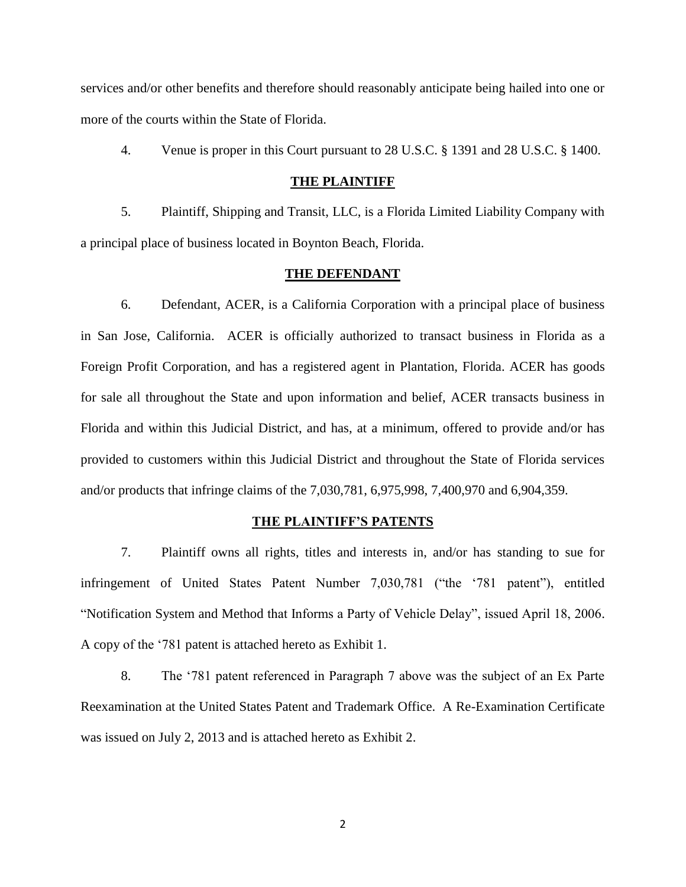services and/or other benefits and therefore should reasonably anticipate being hailed into one or more of the courts within the State of Florida.

4. Venue is proper in this Court pursuant to 28 U.S.C. § 1391 and 28 U.S.C. § 1400.

**THE PLAINTIFF**

5. Plaintiff, Shipping and Transit, LLC, is a Florida Limited Liability Company with a principal place of business located in Boynton Beach, Florida.

**THE DEFENDANT**

6. Defendant, ACER, is a California Corporation with a principal place of business in San Jose, California. ACER is officially authorized to transact business in Florida as a Foreign Profit Corporation, and has a registered agent in Plantation, Florida. ACER has goods for sale all throughout the State and upon information and belief, ACER transacts business in Florida and within this Judicial District, and has, at a minimum, offered to provide and/or has provided to customers within this Judicial District and throughout the State of Florida services and/or products that infringe claims of the 7,030,781, 6,975,998, 7,400,970 and 6,904,359.

**THE PLAINTIFF'S PATENTS**

7. Plaintiff owns all rights, titles and interests in, and/or has standing to sue for infringement of United States Patent Number 7,030,781 ("the '781 patent"), entitled "Notification System and Method that Informs a Party of Vehicle Delay", issued April 18, 2006. A copy of the '781 patent is attached hereto as Exhibit 1.

8. The '781 patent referenced in Paragraph 7 above was the subject of an Ex Parte Reexamination at the United States Patent and Trademark Office. A Re-Examination Certificate was issued on July 2, 2013 and is attached hereto as Exhibit 2.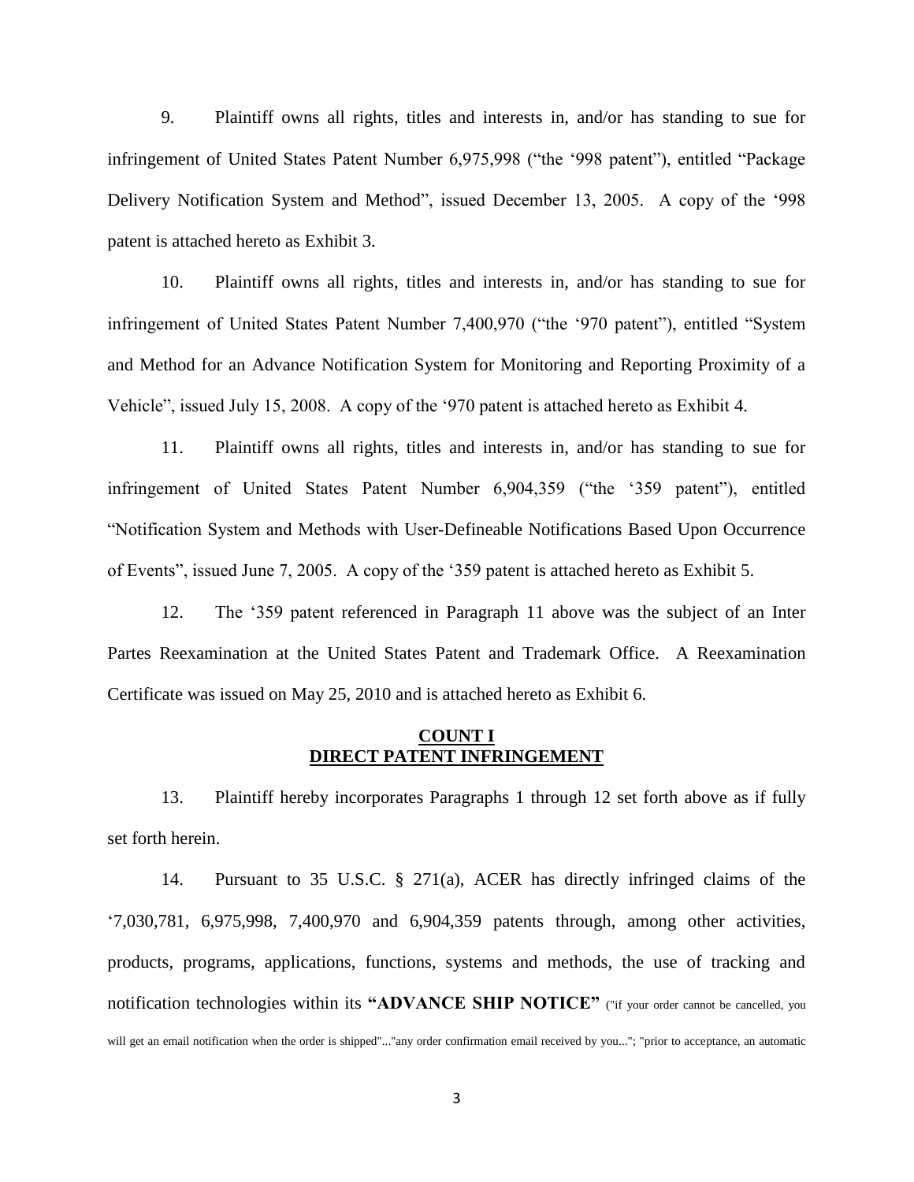9. Plaintiff owns all rights, titles and interests in, and/or has standing to sue for infringement of United States Patent Number 6,975,998 ("the '998 patent"), entitled "Package Delivery Notification System and Method", issued December 13, 2005. A copy of the '998 patent is attached hereto as Exhibit 3.

10. Plaintiff owns all rights, titles and interests in, and/or has standing to sue for infringement of United States Patent Number 7,400,970 ("the '970 patent"), entitled "System and Method for an Advance Notification System for Monitoring and Reporting Proximity of a Vehicle", issued July 15, 2008. A copy of the '970 patent is attached hereto as Exhibit 4.

11. Plaintiff owns all rights, titles and interests in, and/or has standing to sue for infringement of United States Patent Number 6,904,359 ("the '359 patent"), entitled "Notification System and Methods with User-Defineable Notifications Based Upon Occurrence of Events", issued June 7, 2005. A copy of the '359 patent is attached hereto as Exhibit 5.

12. The '359 patent referenced in Paragraph 11 above was the subject of an Inter Partes Reexamination at the United States Patent and Trademark Office. A Reexamination Certificate was issued on May 25, 2010 and is attached hereto as Exhibit 6.

## COUNT I
## DIRECT PATENT INFRINGEMENT

13. Plaintiff hereby incorporates Paragraphs 1 through 12 set forth above as if fully set forth herein.

14. Pursuant to 35 U.S.C. § 271(a), ACER has directly infringed claims of the '7,030,781, 6,975,998, 7,400,970 and 6,904,359 patents through, among other activities, products, programs, applications, functions, systems and methods, the use of tracking and notification technologies within its **"ADVANCE SHIP NOTICE"** ("if your order cannot be cancelled, you will get an email notification when the order is shipped"..."any order confirmation email received by you..."; "prior to acceptance, an automatic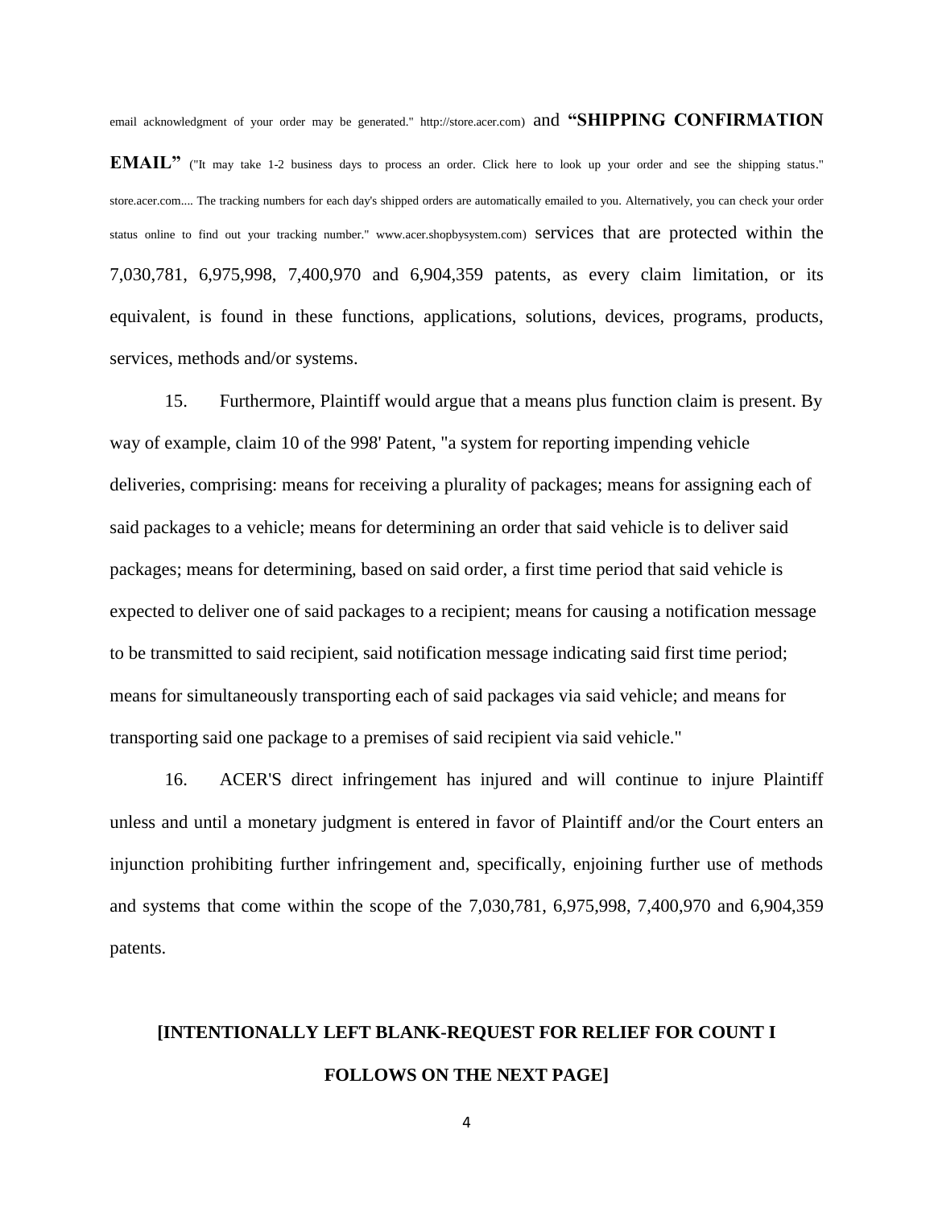email acknowledgment of your order may be generated." http://store.acer.com) and **"SHIPPING CONFIRMATION EMAIL"** ("It may take 1-2 business days to process an order. Click here to look up your order and see the shipping status." store.acer.com.... The tracking numbers for each day's shipped orders are automatically emailed to you. Alternatively, you can check your order status online to find out your tracking number." www.acer.shopbysystem.com) services that are protected within the 7,030,781, 6,975,998, 7,400,970 and 6,904,359 patents, as every claim limitation, or its equivalent, is found in these functions, applications, solutions, devices, programs, products, services, methods and/or systems.

15. Furthermore, Plaintiff would argue that a means plus function claim is present. By way of example, claim 10 of the 998' Patent, "a system for reporting impending vehicle deliveries, comprising: means for receiving a plurality of packages; means for assigning each of said packages to a vehicle; means for determining an order that said vehicle is to deliver said packages; means for determining, based on said order, a first time period that said vehicle is expected to deliver one of said packages to a recipient; means for causing a notification message to be transmitted to said recipient, said notification message indicating said first time period; means for simultaneously transporting each of said packages via said vehicle; and means for transporting said one package to a premises of said recipient via said vehicle."

16. ACER'S direct infringement has injured and will continue to injure Plaintiff unless and until a monetary judgment is entered in favor of Plaintiff and/or the Court enters an injunction prohibiting further infringement and, specifically, enjoining further use of methods and systems that come within the scope of the 7,030,781, 6,975,998, 7,400,970 and 6,904,359 patents.

**[INTENTIONALLY LEFT BLANK-REQUEST FOR RELIEF FOR COUNT I FOLLOWS ON THE NEXT PAGE]**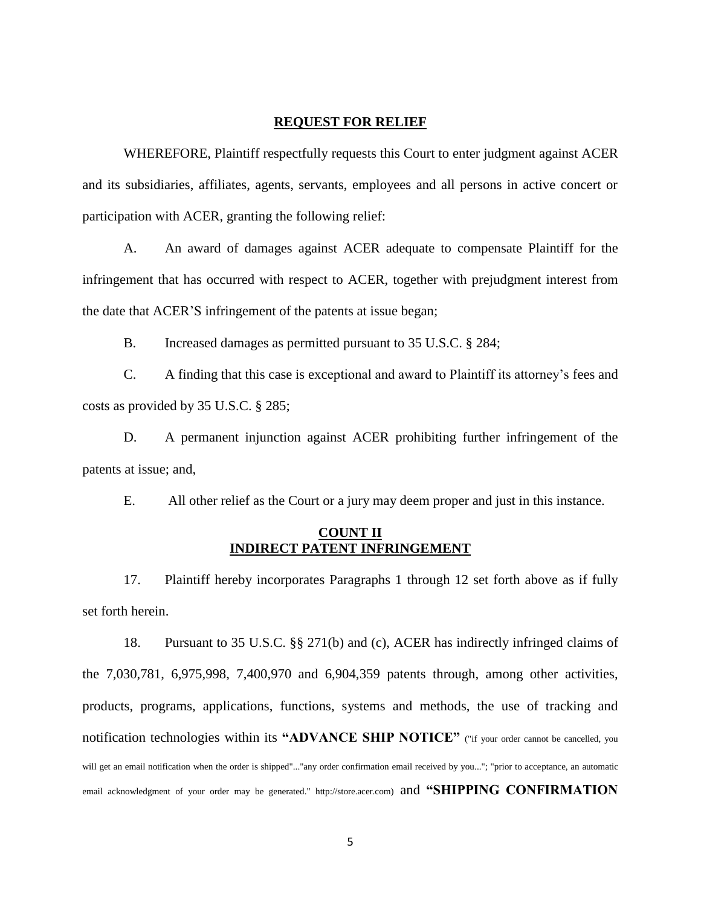## **REQUEST FOR RELIEF**

WHEREFORE, Plaintiff respectfully requests this Court to enter judgment against ACER and its subsidiaries, affiliates, agents, servants, employees and all persons in active concert or participation with ACER, granting the following relief:

A. An award of damages against ACER adequate to compensate Plaintiff for the infringement that has occurred with respect to ACER, together with prejudgment interest from the date that ACER'S infringement of the patents at issue began;

B. Increased damages as permitted pursuant to 35 U.S.C. § 284;

C. A finding that this case is exceptional and award to Plaintiff its attorney's fees and costs as provided by 35 U.S.C. § 285;

D. A permanent injunction against ACER prohibiting further infringement of the patents at issue; and,

E. All other relief as the Court or a jury may deem proper and just in this instance.

## **COUNT II**
## **INDIRECT PATENT INFRINGEMENT**

17. Plaintiff hereby incorporates Paragraphs 1 through 12 set forth above as if fully set forth herein.

18. Pursuant to 35 U.S.C. §§ 271(b) and (c), ACER has indirectly infringed claims of the 7,030,781, 6,975,998, 7,400,970 and 6,904,359 patents through, among other activities, products, programs, applications, functions, systems and methods, the use of tracking and notification technologies within its **"ADVANCE SHIP NOTICE"** ("if your order cannot be cancelled, you will get an email notification when the order is shipped"..."any order confirmation email received by you..."; "prior to acceptance, an automatic email acknowledgment of your order may be generated." http://store.acer.com) and **"SHIPPING CONFIRMATION**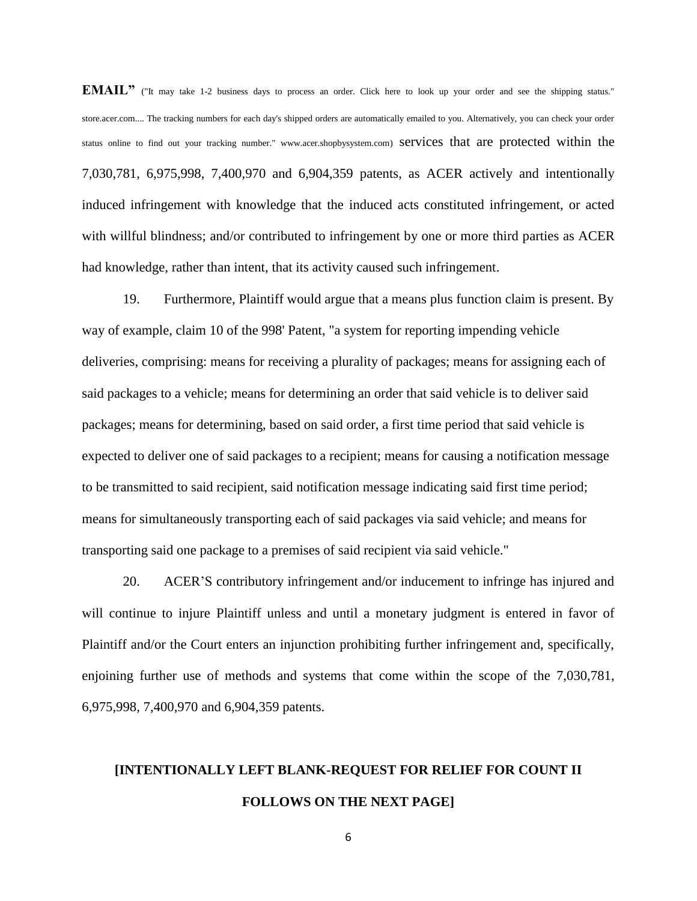**EMAIL"** ("It may take 1-2 business days to process an order. Click here to look up your order and see the shipping status." store.acer.com.... The tracking numbers for each day's shipped orders are automatically emailed to you. Alternatively, you can check your order status online to find out your tracking number." www.acer.shopbysystem.com) services that are protected within the 7,030,781, 6,975,998, 7,400,970 and 6,904,359 patents, as ACER actively and intentionally induced infringement with knowledge that the induced acts constituted infringement, or acted with willful blindness; and/or contributed to infringement by one or more third parties as ACER had knowledge, rather than intent, that its activity caused such infringement.

19. Furthermore, Plaintiff would argue that a means plus function claim is present. By way of example, claim 10 of the 998' Patent, "a system for reporting impending vehicle deliveries, comprising: means for receiving a plurality of packages; means for assigning each of said packages to a vehicle; means for determining an order that said vehicle is to deliver said packages; means for determining, based on said order, a first time period that said vehicle is expected to deliver one of said packages to a recipient; means for causing a notification message to be transmitted to said recipient, said notification message indicating said first time period; means for simultaneously transporting each of said packages via said vehicle; and means for transporting said one package to a premises of said recipient via said vehicle."

20. ACER'S contributory infringement and/or inducement to infringe has injured and will continue to injure Plaintiff unless and until a monetary judgment is entered in favor of Plaintiff and/or the Court enters an injunction prohibiting further infringement and, specifically, enjoining further use of methods and systems that come within the scope of the 7,030,781, 6,975,998, 7,400,970 and 6,904,359 patents.

**[INTENTIONALLY LEFT BLANK-REQUEST FOR RELIEF FOR COUNT II FOLLOWS ON THE NEXT PAGE]**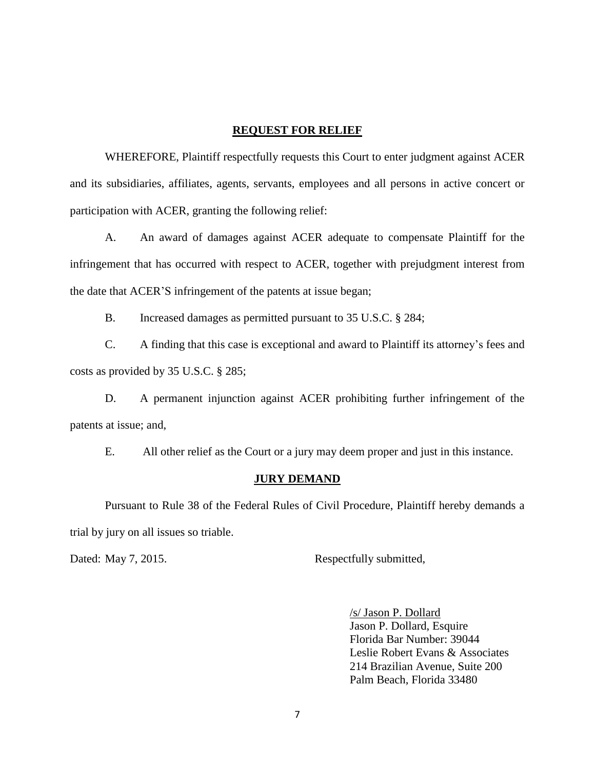## REQUEST FOR RELIEF

WHEREFORE, Plaintiff respectfully requests this Court to enter judgment against ACER and its subsidiaries, affiliates, agents, servants, employees and all persons in active concert or participation with ACER, granting the following relief:

A. An award of damages against ACER adequate to compensate Plaintiff for the infringement that has occurred with respect to ACER, together with prejudgment interest from the date that ACER'S infringement of the patents at issue began;

B. Increased damages as permitted pursuant to 35 U.S.C. § 284;

C. A finding that this case is exceptional and award to Plaintiff its attorney's fees and costs as provided by 35 U.S.C. § 285;

D. A permanent injunction against ACER prohibiting further infringement of the patents at issue; and,

E. All other relief as the Court or a jury may deem proper and just in this instance.

## JURY DEMAND

Pursuant to Rule 38 of the Federal Rules of Civil Procedure, Plaintiff hereby demands a trial by jury on all issues so triable.

Dated: May 7, 2015.

Respectfully submitted,

/s/ Jason P. Dollard
Jason P. Dollard, Esquire
Florida Bar Number: 39044
Leslie Robert Evans & Associates
214 Brazilian Avenue, Suite 200
Palm Beach, Florida 33480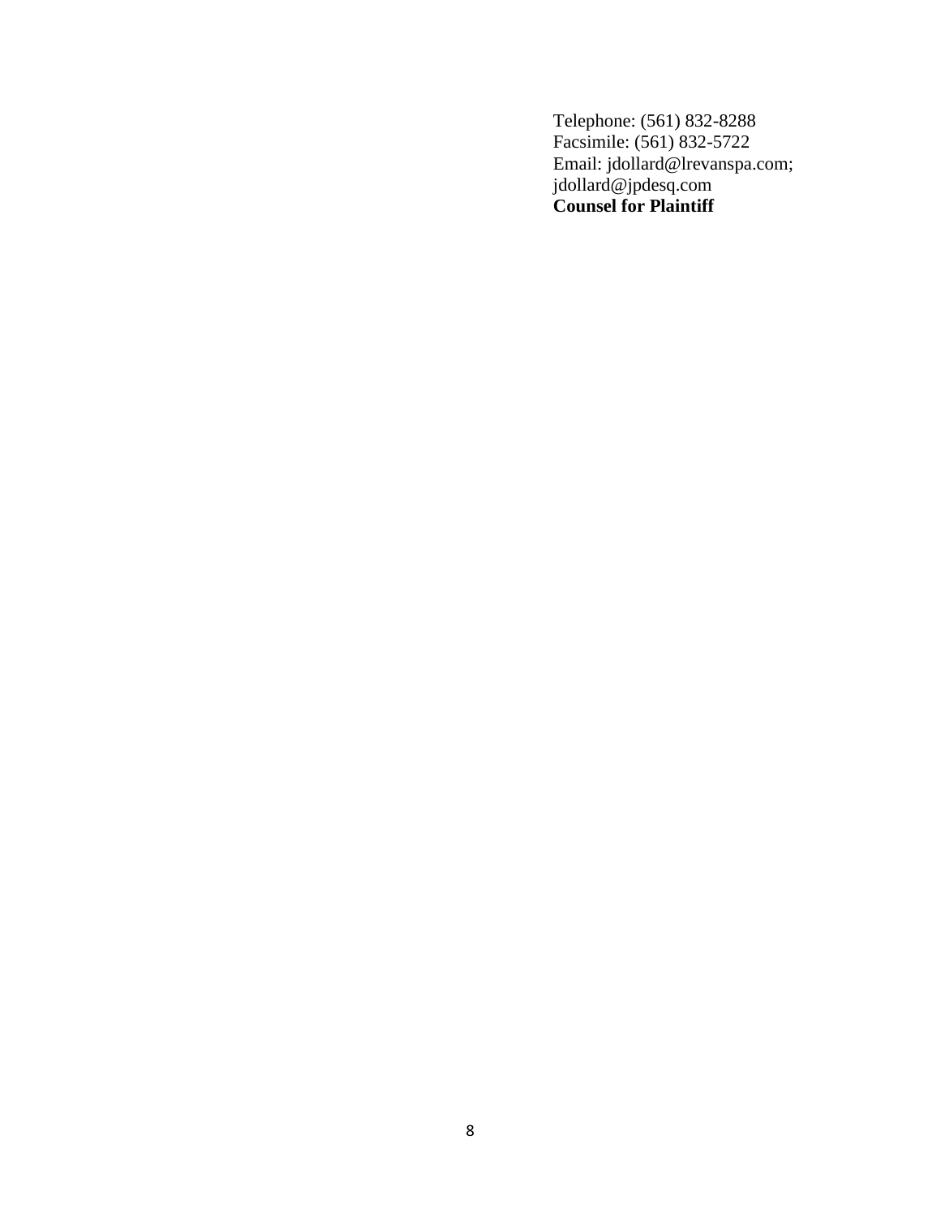Telephone: (561) 832-8288
Facsimile: (561) 832-5722
Email: jdollard@lrevanspa.com;
jdollard@jpdesq.com
**Counsel for Plaintiff**